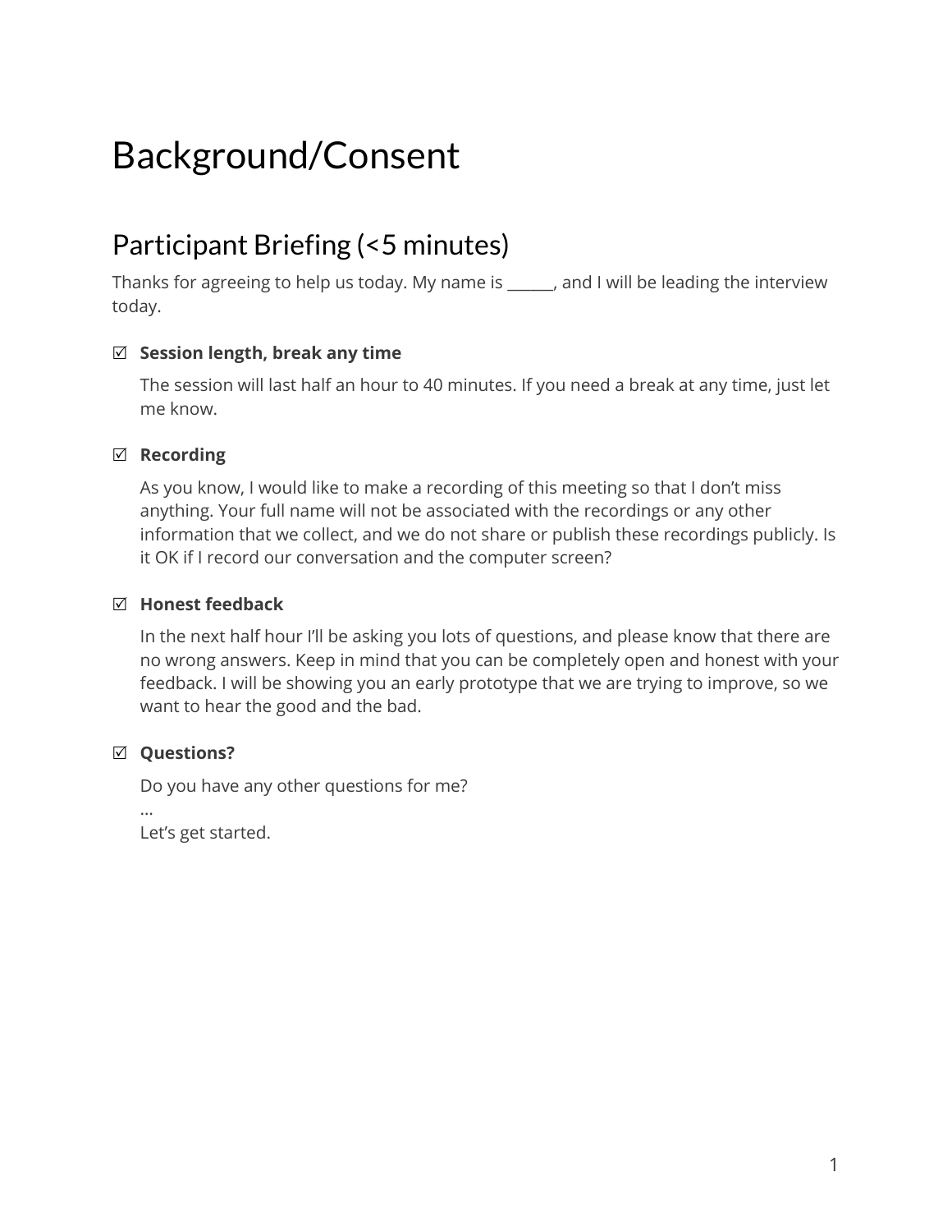# Background/Consent

## Participant Briefing (<5 minutes)

Thanks for agreeing to help us today. My name is ______, and I will be leading the interview today.

☑ **Session length, break any time**

The session will last half an hour to 40 minutes. If you need a break at any time, just let me know.

☑ **Recording**

As you know, I would like to make a recording of this meeting so that I don't miss anything. Your full name will not be associated with the recordings or any other information that we collect, and we do not share or publish these recordings publicly. Is it OK if I record our conversation and the computer screen?

☑ **Honest feedback**

In the next half hour I'll be asking you lots of questions, and please know that there are no wrong answers. Keep in mind that you can be completely open and honest with your feedback. I will be showing you an early prototype that we are trying to improve, so we want to hear the good and the bad.

☑ **Questions?**

Do you have any other questions for me?
...
Let's get started.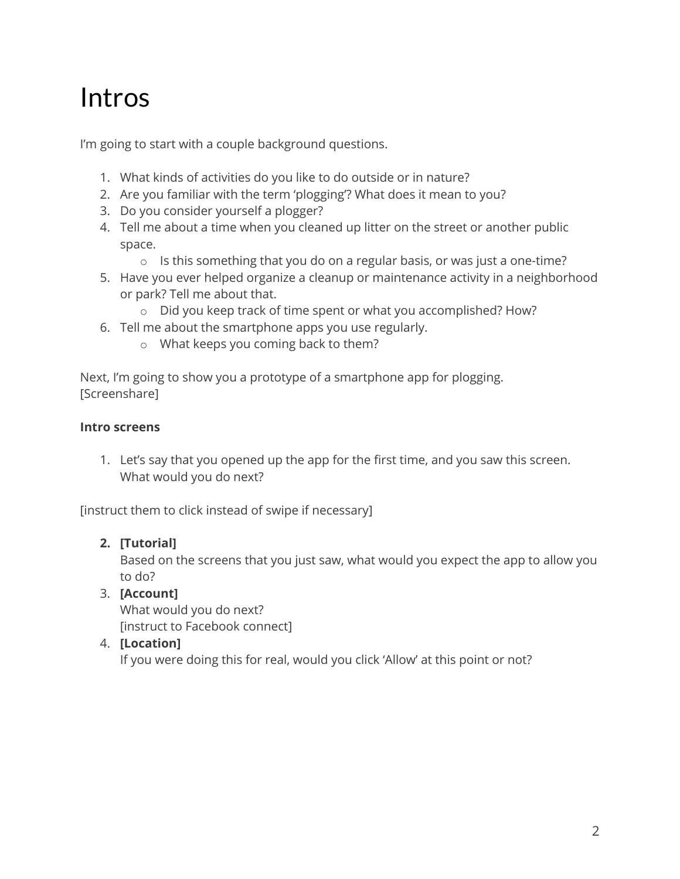# Intros

I'm going to start with a couple background questions.

1. What kinds of activities do you like to do outside or in nature?
2. Are you familiar with the term 'plogging'? What does it mean to you?
3. Do you consider yourself a plogger?
4. Tell me about a time when you cleaned up litter on the street or another public space.
   - Is this something that you do on a regular basis, or was just a one-time?
5. Have you ever helped organize a cleanup or maintenance activity in a neighborhood or park? Tell me about that.
   - Did you keep track of time spent or what you accomplished? How?
6. Tell me about the smartphone apps you use regularly.
   - What keeps you coming back to them?

Next, I'm going to show you a prototype of a smartphone app for plogging.
[Screenshare]

**Intro screens**

1. Let's say that you opened up the app for the first time, and you saw this screen. What would you do next?

[instruct them to click instead of swipe if necessary]

2. **[Tutorial]**
   Based on the screens that you just saw, what would you expect the app to allow you to do?
3. **[Account]**
   What would you do next?
   [instruct to Facebook connect]
4. **[Location]**
   If you were doing this for real, would you click 'Allow' at this point or not?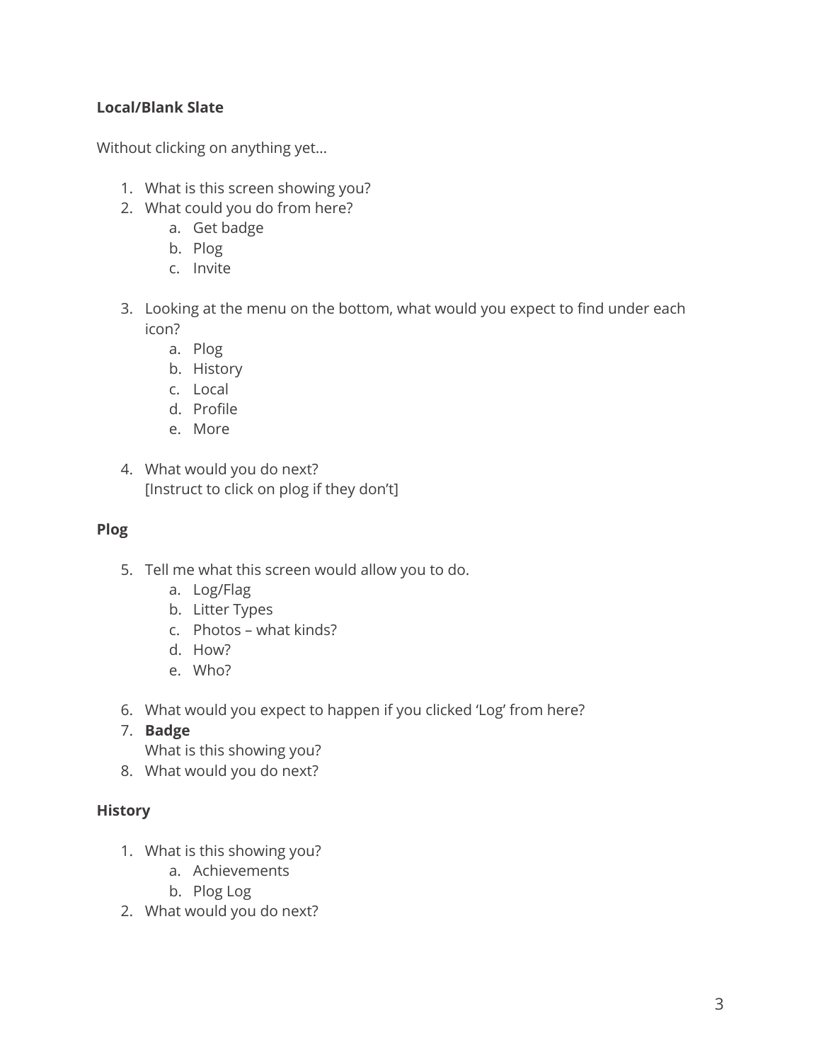**Local/Blank Slate**

Without clicking on anything yet...

1. What is this screen showing you?
2. What could you do from here?
    a. Get badge
    b. Plog
    c. Invite

3. Looking at the menu on the bottom, what would you expect to find under each icon?
    a. Plog
    b. History
    c. Local
    d. Profile
    e. More

4. What would you do next?
   [Instruct to click on plog if they don't]

**Plog**

5. Tell me what this screen would allow you to do.
    a. Log/Flag
    b. Litter Types
    c. Photos – what kinds?
    d. How?
    e. Who?

6. What would you expect to happen if you clicked 'Log' from here?
7. **Badge**
   What is this showing you?
8. What would you do next?

**History**

1. What is this showing you?
    a. Achievements
    b. Plog Log
2. What would you do next?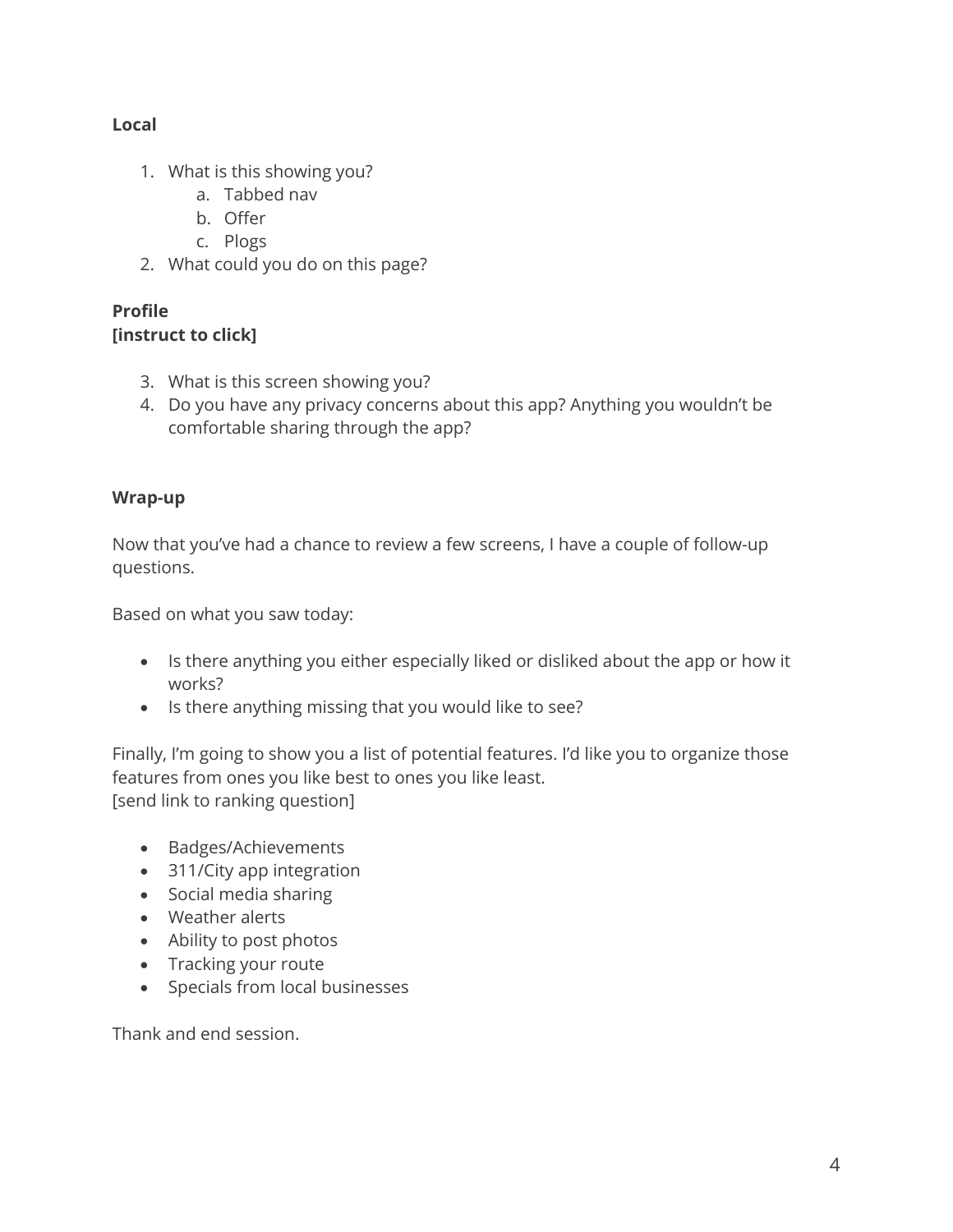**Local**

1. What is this showing you?
    a. Tabbed nav
    b. Offer
    c. Plogs
2. What could you do on this page?

**Profile**
**[instruct to click]**

3. What is this screen showing you?
4. Do you have any privacy concerns about this app? Anything you wouldn't be comfortable sharing through the app?

**Wrap-up**

Now that you've had a chance to review a few screens, I have a couple of follow-up questions.

Based on what you saw today:

- Is there anything you either especially liked or disliked about the app or how it works?
- Is there anything missing that you would like to see?

Finally, I'm going to show you a list of potential features. I'd like you to organize those features from ones you like best to ones you like least.
[send link to ranking question]

- Badges/Achievements
- 311/City app integration
- Social media sharing
- Weather alerts
- Ability to post photos
- Tracking your route
- Specials from local businesses

Thank and end session.